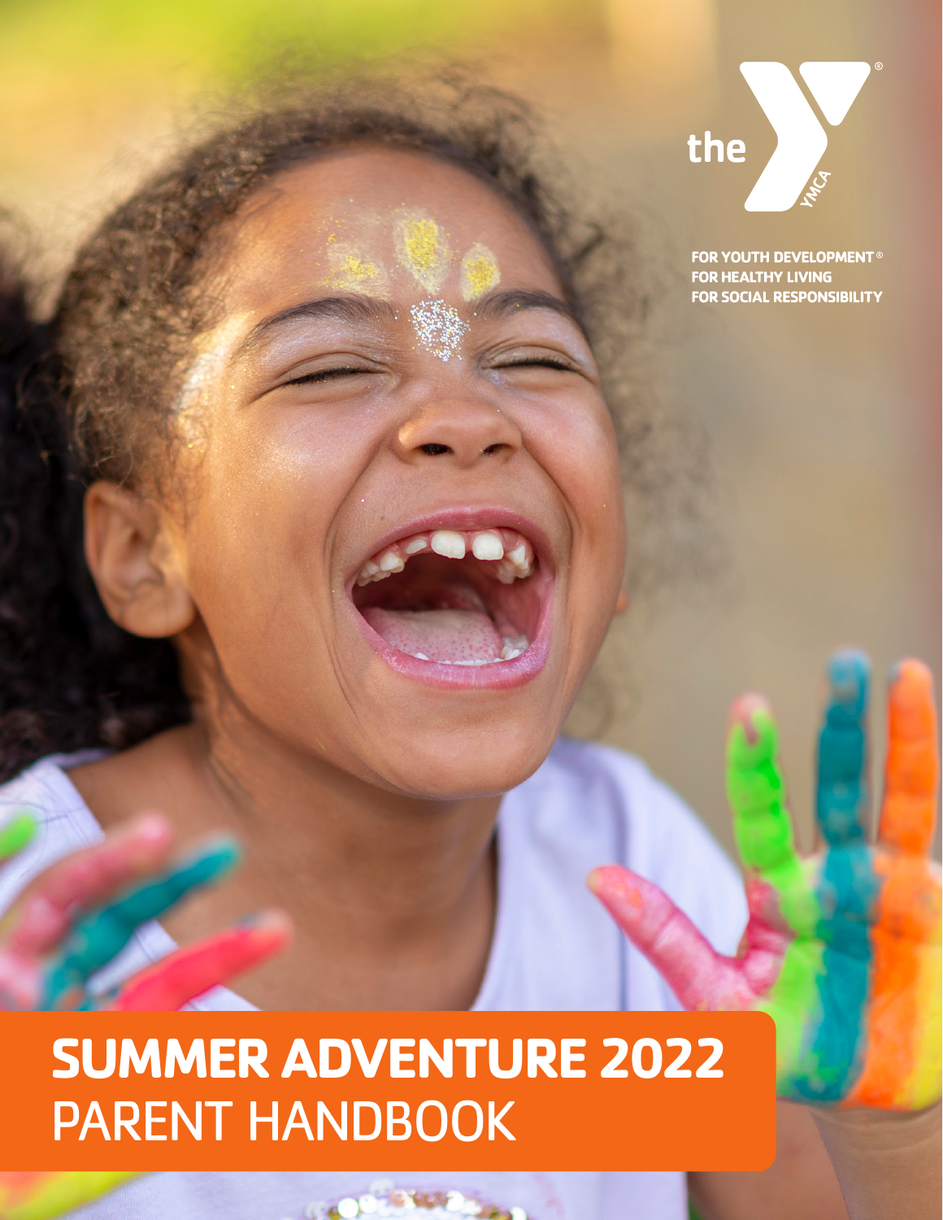the YMCA

FOR YOUTH DEVELOPMENT®
FOR HEALTHY LIVING
FOR SOCIAL RESPONSIBILITY

# SUMMER ADVENTURE 2022
PARENT HANDBOOK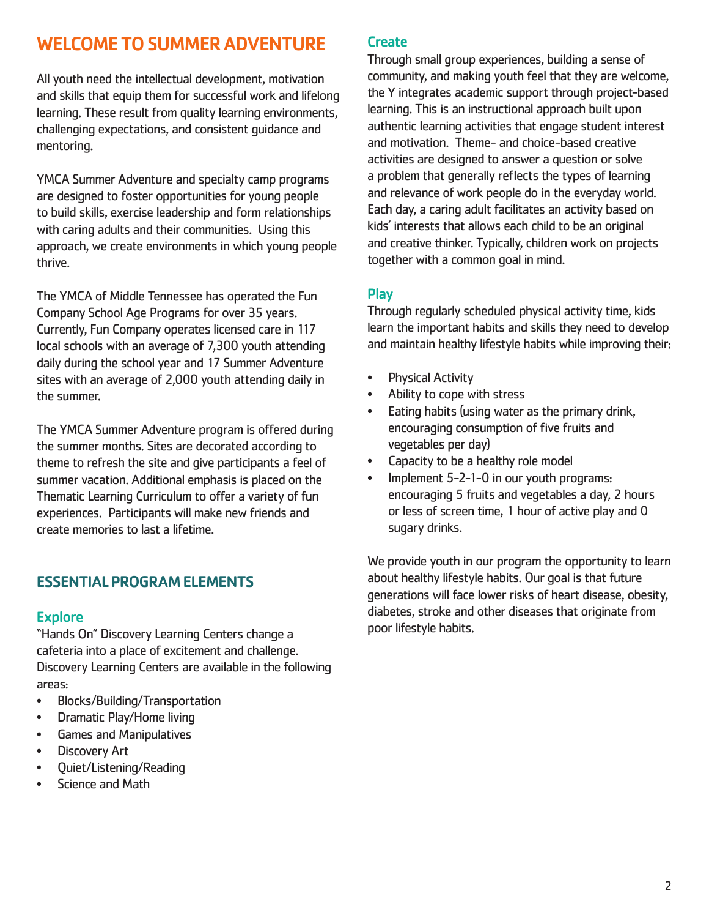# WELCOME TO SUMMER ADVENTURE

All youth need the intellectual development, motivation and skills that equip them for successful work and lifelong learning. These result from quality learning environments, challenging expectations, and consistent guidance and mentoring.

YMCA Summer Adventure and specialty camp programs are designed to foster opportunities for young people to build skills, exercise leadership and form relationships with caring adults and their communities. Using this approach, we create environments in which young people thrive.

The YMCA of Middle Tennessee has operated the Fun Company School Age Programs for over 35 years. Currently, Fun Company operates licensed care in 117 local schools with an average of 7,300 youth attending daily during the school year and 17 Summer Adventure sites with an average of 2,000 youth attending daily in the summer.

The YMCA Summer Adventure program is offered during the summer months. Sites are decorated according to theme to refresh the site and give participants a feel of summer vacation. Additional emphasis is placed on the Thematic Learning Curriculum to offer a variety of fun experiences. Participants will make new friends and create memories to last a lifetime.

## ESSENTIAL PROGRAM ELEMENTS

### Explore

"Hands On" Discovery Learning Centers change a cafeteria into a place of excitement and challenge. Discovery Learning Centers are available in the following areas:

- Blocks/Building/Transportation
- Dramatic Play/Home living
- Games and Manipulatives
- Discovery Art
- Quiet/Listening/Reading
- Science and Math

### Create

Through small group experiences, building a sense of community, and making youth feel that they are welcome, the Y integrates academic support through project-based learning. This is an instructional approach built upon authentic learning activities that engage student interest and motivation. Theme- and choice-based creative activities are designed to answer a question or solve a problem that generally reflects the types of learning and relevance of work people do in the everyday world. Each day, a caring adult facilitates an activity based on kids' interests that allows each child to be an original and creative thinker. Typically, children work on projects together with a common goal in mind.

### Play

Through regularly scheduled physical activity time, kids learn the important habits and skills they need to develop and maintain healthy lifestyle habits while improving their:

- Physical Activity
- Ability to cope with stress
- Eating habits (using water as the primary drink, encouraging consumption of five fruits and vegetables per day)
- Capacity to be a healthy role model
- Implement 5-2-1-0 in our youth programs: encouraging 5 fruits and vegetables a day, 2 hours or less of screen time, 1 hour of active play and 0 sugary drinks.

We provide youth in our program the opportunity to learn about healthy lifestyle habits. Our goal is that future generations will face lower risks of heart disease, obesity, diabetes, stroke and other diseases that originate from poor lifestyle habits.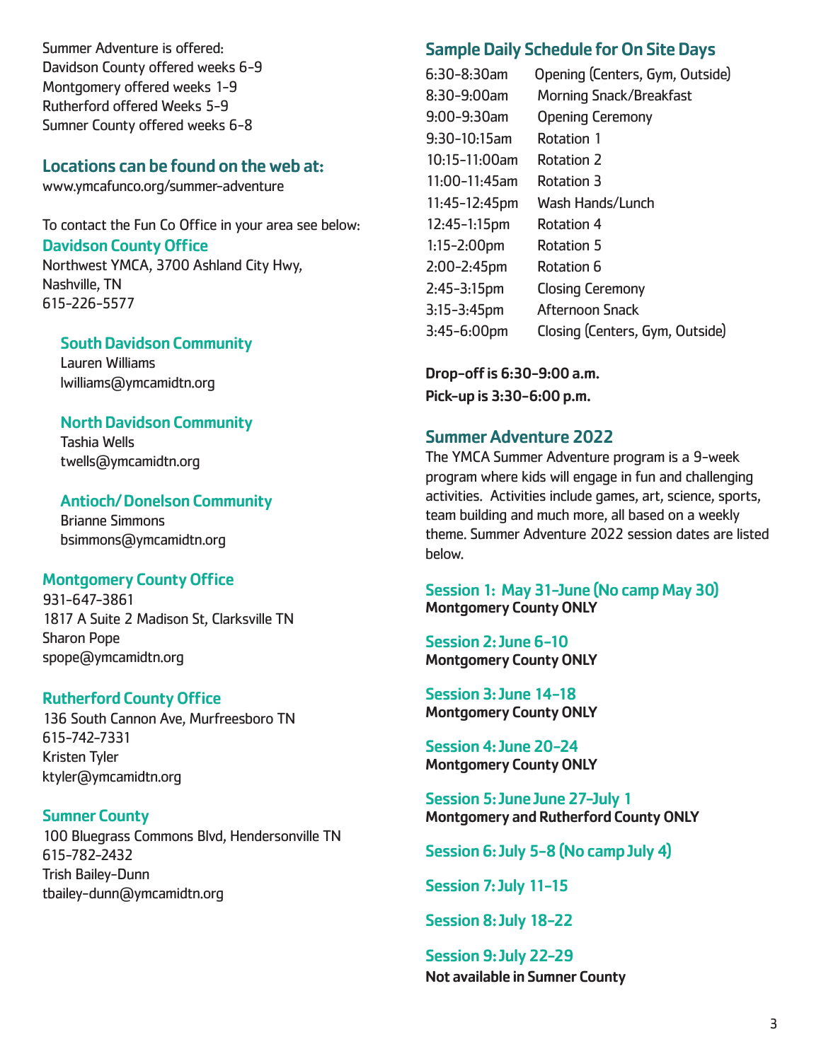Summer Adventure is offered:
Davidson County offered weeks 6-9
Montgomery offered weeks 1-9
Rutherford offered Weeks 5-9
Sumner County offered weeks 6-8

## Locations can be found on the web at:

www.ymcafunco.org/summer-adventure

To contact the Fun Co Office in your area see below:

### Davidson County Office

Northwest YMCA, 3700 Ashland City Hwy,
Nashville, TN
615-226-5577

#### South Davidson Community

Lauren Williams
lwilliams@ymcamidtn.org

#### North Davidson Community

Tashia Wells
twells@ymcamidtn.org

#### Antioch/ Donelson Community

Brianne Simmons
bsimmons@ymcamidtn.org

### Montgomery County Office

931-647-3861
1817 A Suite 2 Madison St, Clarksville TN
Sharon Pope
spope@ymcamidtn.org

### Rutherford County Office

136 South Cannon Ave, Murfreesboro TN
615-742-7331
Kristen Tyler
ktyler@ymcamidtn.org

### Sumner County

100 Bluegrass Commons Blvd, Hendersonville TN
615-782-2432
Trish Bailey-Dunn
tbailey-dunn@ymcamidtn.org

## Sample Daily Schedule for On Site Days

| | |
|---|---|
| 6:30-8:30am | Opening (Centers, Gym, Outside) |
| 8:30-9:00am | Morning Snack/Breakfast |
| 9:00-9:30am | Opening Ceremony |
| 9:30-10:15am | Rotation 1 |
| 10:15-11:00am | Rotation 2 |
| 11:00-11:45am | Rotation 3 |
| 11:45-12:45pm | Wash Hands/Lunch |
| 12:45-1:15pm | Rotation 4 |
| 1:15-2:00pm | Rotation 5 |
| 2:00-2:45pm | Rotation 6 |
| 2:45-3:15pm | Closing Ceremony |
| 3:15-3:45pm | Afternoon Snack |
| 3:45-6:00pm | Closing (Centers, Gym, Outside) |

**Drop-off is 6:30-9:00 a.m.**
**Pick-up is 3:30-6:00 p.m.**

## Summer Adventure 2022

The YMCA Summer Adventure program is a 9-week program where kids will engage in fun and challenging activities. Activities include games, art, science, sports, team building and much more, all based on a weekly theme. Summer Adventure 2022 session dates are listed below.

### Session 1: May 31-June (No camp May 30)

**Montgomery County ONLY**

### Session 2: June 6-10

**Montgomery County ONLY**

### Session 3: June 14-18

**Montgomery County ONLY**

### Session 4: June 20-24

**Montgomery County ONLY**

### Session 5: June June 27-July 1

**Montgomery and Rutherford County ONLY**

### Session 6: July 5-8 (No camp July 4)

### Session 7: July 11-15

### Session 8: July 18-22

### Session 9: July 22-29

**Not available in Sumner County**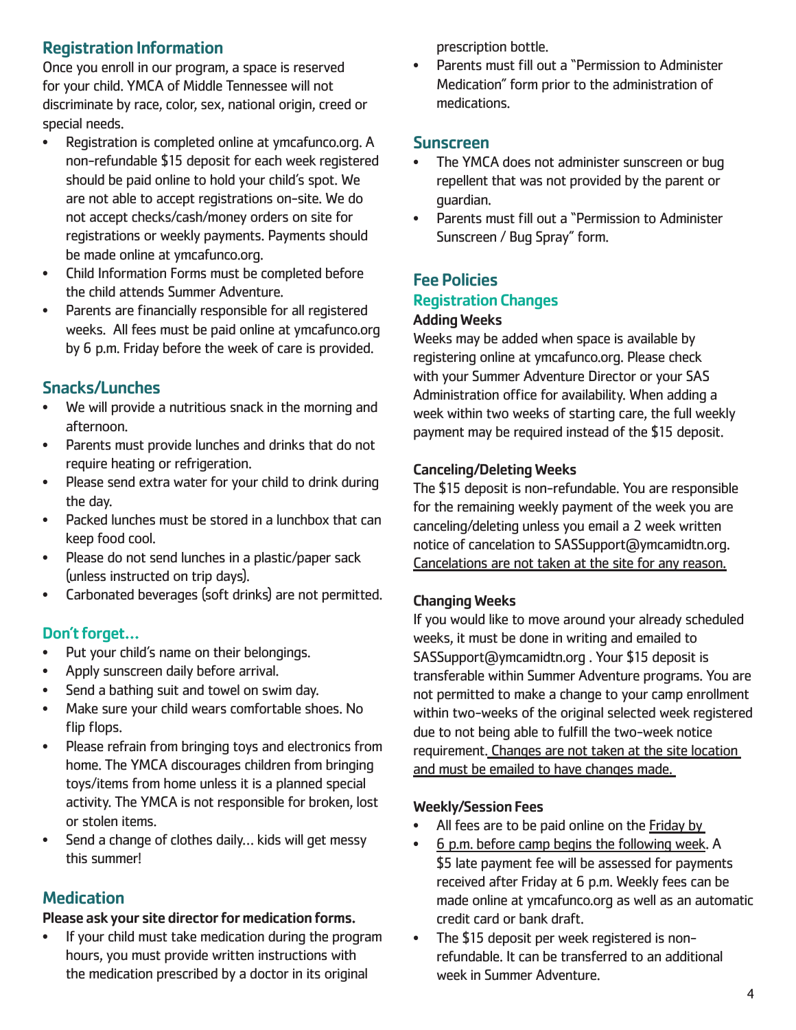## Registration Information

Once you enroll in our program, a space is reserved for your child. YMCA of Middle Tennessee will not discriminate by race, color, sex, national origin, creed or special needs.

- Registration is completed online at ymcafunco.org. A non-refundable $15 deposit for each week registered should be paid online to hold your child's spot. We are not able to accept registrations on-site. We do not accept checks/cash/money orders on site for registrations or weekly payments. Payments should be made online at ymcafunco.org.
- Child Information Forms must be completed before the child attends Summer Adventure.
- Parents are financially responsible for all registered weeks. All fees must be paid online at ymcafunco.org by 6 p.m. Friday before the week of care is provided.

## Snacks/Lunches

- We will provide a nutritious snack in the morning and afternoon.
- Parents must provide lunches and drinks that do not require heating or refrigeration.
- Please send extra water for your child to drink during the day.
- Packed lunches must be stored in a lunchbox that can keep food cool.
- Please do not send lunches in a plastic/paper sack (unless instructed on trip days).
- Carbonated beverages (soft drinks) are not permitted.

## Don't forget...

- Put your child's name on their belongings.
- Apply sunscreen daily before arrival.
- Send a bathing suit and towel on swim day.
- Make sure your child wears comfortable shoes. No flip flops.
- Please refrain from bringing toys and electronics from home. The YMCA discourages children from bringing toys/items from home unless it is a planned special activity. The YMCA is not responsible for broken, lost or stolen items.
- Send a change of clothes daily... kids will get messy this summer!

## Medication

**Please ask your site director for medication forms.**

- If your child must take medication during the program hours, you must provide written instructions with the medication prescribed by a doctor in its original prescription bottle.
- Parents must fill out a "Permission to Administer Medication" form prior to the administration of medications.

## Sunscreen

- The YMCA does not administer sunscreen or bug repellent that was not provided by the parent or guardian.
- Parents must fill out a "Permission to Administer Sunscreen / Bug Spray" form.

## Fee Policies

### Registration Changes

**Adding Weeks**

Weeks may be added when space is available by registering online at ymcafunco.org. Please check with your Summer Adventure Director or your SAS Administration office for availability. When adding a week within two weeks of starting care, the full weekly payment may be required instead of the $15 deposit.

**Canceling/Deleting Weeks**

The $15 deposit is non-refundable. You are responsible for the remaining weekly payment of the week you are canceling/deleting unless you email a 2 week written notice of cancelation to SASSupport@ymcamidtn.org. Cancelations are not taken at the site for any reason.

**Changing Weeks**

If you would like to move around your already scheduled weeks, it must be done in writing and emailed to SASSupport@ymcamidtn.org . Your $15 deposit is transferable within Summer Adventure programs. You are not permitted to make a change to your camp enrollment within two-weeks of the original selected week registered due to not being able to fulfill the two-week notice requirement. Changes are not taken at the site location and must be emailed to have changes made.

**Weekly/Session Fees**

- All fees are to be paid online on the Friday by
- 6 p.m. before camp begins the following week. A $5 late payment fee will be assessed for payments received after Friday at 6 p.m. Weekly fees can be made online at ymcafunco.org as well as an automatic credit card or bank draft.
- The $15 deposit per week registered is non-refundable. It can be transferred to an additional week in Summer Adventure.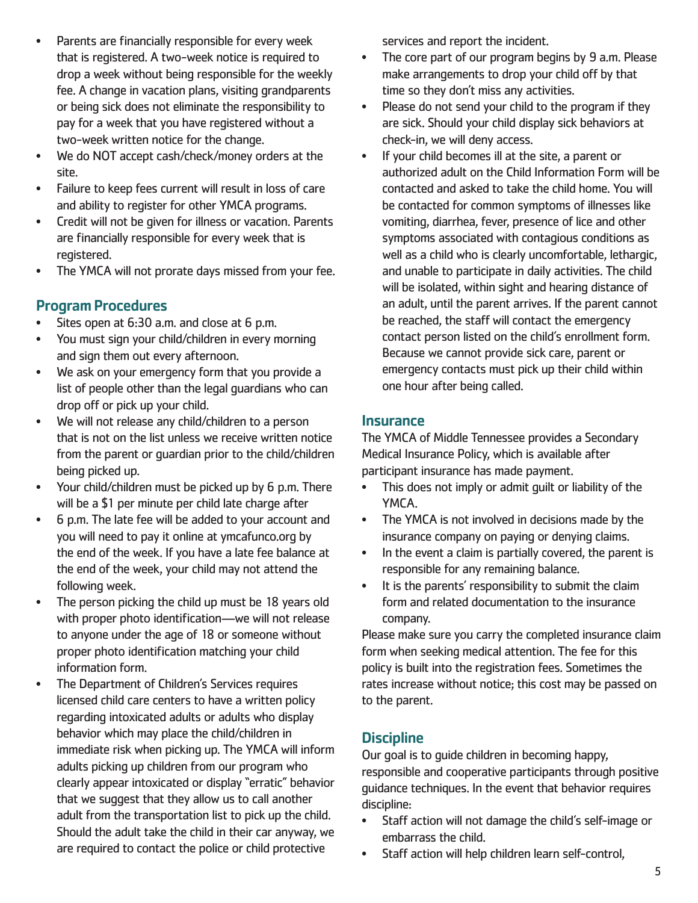- Parents are financially responsible for every week that is registered. A two-week notice is required to drop a week without being responsible for the weekly fee. A change in vacation plans, visiting grandparents or being sick does not eliminate the responsibility to pay for a week that you have registered without a two-week written notice for the change.
- We do NOT accept cash/check/money orders at the site.
- Failure to keep fees current will result in loss of care and ability to register for other YMCA programs.
- Credit will not be given for illness or vacation. Parents are financially responsible for every week that is registered.
- The YMCA will not prorate days missed from your fee.

## Program Procedures

- Sites open at 6:30 a.m. and close at 6 p.m.
- You must sign your child/children in every morning and sign them out every afternoon.
- We ask on your emergency form that you provide a list of people other than the legal guardians who can drop off or pick up your child.
- We will not release any child/children to a person that is not on the list unless we receive written notice from the parent or guardian prior to the child/children being picked up.
- Your child/children must be picked up by 6 p.m. There will be a $1 per minute per child late charge after
- 6 p.m. The late fee will be added to your account and you will need to pay it online at ymcafunco.org by the end of the week. If you have a late fee balance at the end of the week, your child may not attend the following week.
- The person picking the child up must be 18 years old with proper photo identification—we will not release to anyone under the age of 18 or someone without proper photo identification matching your child information form.
- The Department of Children's Services requires licensed child care centers to have a written policy regarding intoxicated adults or adults who display behavior which may place the child/children in immediate risk when picking up. The YMCA will inform adults picking up children from our program who clearly appear intoxicated or display "erratic" behavior that we suggest that they allow us to call another adult from the transportation list to pick up the child. Should the adult take the child in their car anyway, we are required to contact the police or child protective services and report the incident.
- The core part of our program begins by 9 a.m. Please make arrangements to drop your child off by that time so they don't miss any activities.
- Please do not send your child to the program if they are sick. Should your child display sick behaviors at check-in, we will deny access.
- If your child becomes ill at the site, a parent or authorized adult on the Child Information Form will be contacted and asked to take the child home. You will be contacted for common symptoms of illnesses like vomiting, diarrhea, fever, presence of lice and other symptoms associated with contagious conditions as well as a child who is clearly uncomfortable, lethargic, and unable to participate in daily activities. The child will be isolated, within sight and hearing distance of an adult, until the parent arrives. If the parent cannot be reached, the staff will contact the emergency contact person listed on the child's enrollment form. Because we cannot provide sick care, parent or emergency contacts must pick up their child within one hour after being called.

## Insurance

The YMCA of Middle Tennessee provides a Secondary Medical Insurance Policy, which is available after participant insurance has made payment.

- This does not imply or admit guilt or liability of the YMCA.
- The YMCA is not involved in decisions made by the insurance company on paying or denying claims.
- In the event a claim is partially covered, the parent is responsible for any remaining balance.
- It is the parents' responsibility to submit the claim form and related documentation to the insurance company.

Please make sure you carry the completed insurance claim form when seeking medical attention. The fee for this policy is built into the registration fees. Sometimes the rates increase without notice; this cost may be passed on to the parent.

## Discipline

Our goal is to guide children in becoming happy, responsible and cooperative participants through positive guidance techniques. In the event that behavior requires discipline:

- Staff action will not damage the child's self-image or embarrass the child.
- Staff action will help children learn self-control,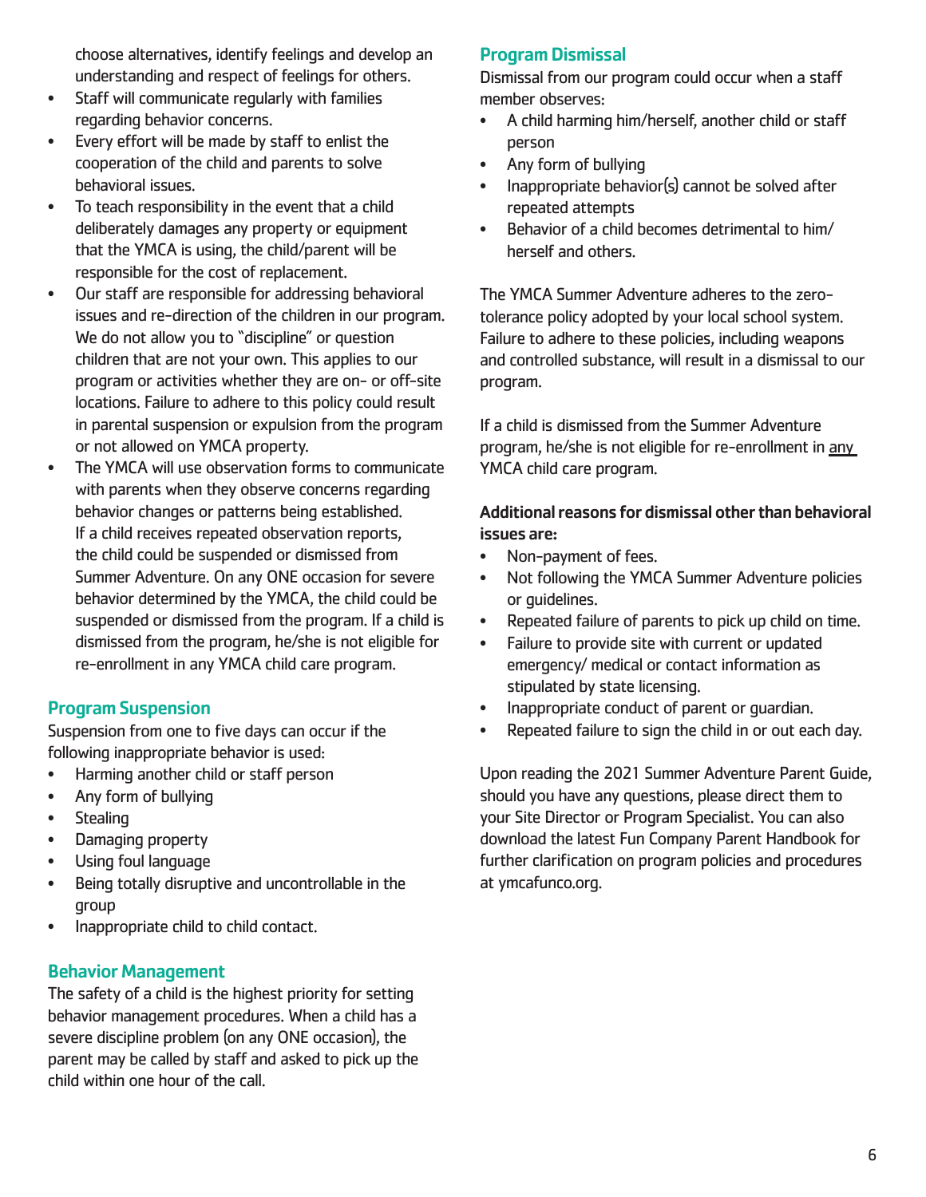choose alternatives, identify feelings and develop an understanding and respect of feelings for others.

- Staff will communicate regularly with families regarding behavior concerns.
- Every effort will be made by staff to enlist the cooperation of the child and parents to solve behavioral issues.
- To teach responsibility in the event that a child deliberately damages any property or equipment that the YMCA is using, the child/parent will be responsible for the cost of replacement.
- Our staff are responsible for addressing behavioral issues and re-direction of the children in our program. We do not allow you to "discipline" or question children that are not your own. This applies to our program or activities whether they are on- or off-site locations. Failure to adhere to this policy could result in parental suspension or expulsion from the program or not allowed on YMCA property.
- The YMCA will use observation forms to communicate with parents when they observe concerns regarding behavior changes or patterns being established. If a child receives repeated observation reports, the child could be suspended or dismissed from Summer Adventure. On any ONE occasion for severe behavior determined by the YMCA, the child could be suspended or dismissed from the program. If a child is dismissed from the program, he/she is not eligible for re-enrollment in any YMCA child care program.

## Program Suspension

Suspension from one to five days can occur if the following inappropriate behavior is used:

- Harming another child or staff person
- Any form of bullying
- Stealing
- Damaging property
- Using foul language
- Being totally disruptive and uncontrollable in the group
- Inappropriate child to child contact.

## Behavior Management

The safety of a child is the highest priority for setting behavior management procedures. When a child has a severe discipline problem (on any ONE occasion), the parent may be called by staff and asked to pick up the child within one hour of the call.

## Program Dismissal

Dismissal from our program could occur when a staff member observes:

- A child harming him/herself, another child or staff person
- Any form of bullying
- Inappropriate behavior(s) cannot be solved after repeated attempts
- Behavior of a child becomes detrimental to him/herself and others.

The YMCA Summer Adventure adheres to the zero-tolerance policy adopted by your local school system. Failure to adhere to these policies, including weapons and controlled substance, will result in a dismissal to our program.

If a child is dismissed from the Summer Adventure program, he/she is not eligible for re-enrollment in any YMCA child care program.

**Additional reasons for dismissal other than behavioral issues are:**

- Non-payment of fees.
- Not following the YMCA Summer Adventure policies or guidelines.
- Repeated failure of parents to pick up child on time.
- Failure to provide site with current or updated emergency/ medical or contact information as stipulated by state licensing.
- Inappropriate conduct of parent or guardian.
- Repeated failure to sign the child in or out each day.

Upon reading the 2021 Summer Adventure Parent Guide, should you have any questions, please direct them to your Site Director or Program Specialist. You can also download the latest Fun Company Parent Handbook for further clarification on program policies and procedures at ymcafunco.org.